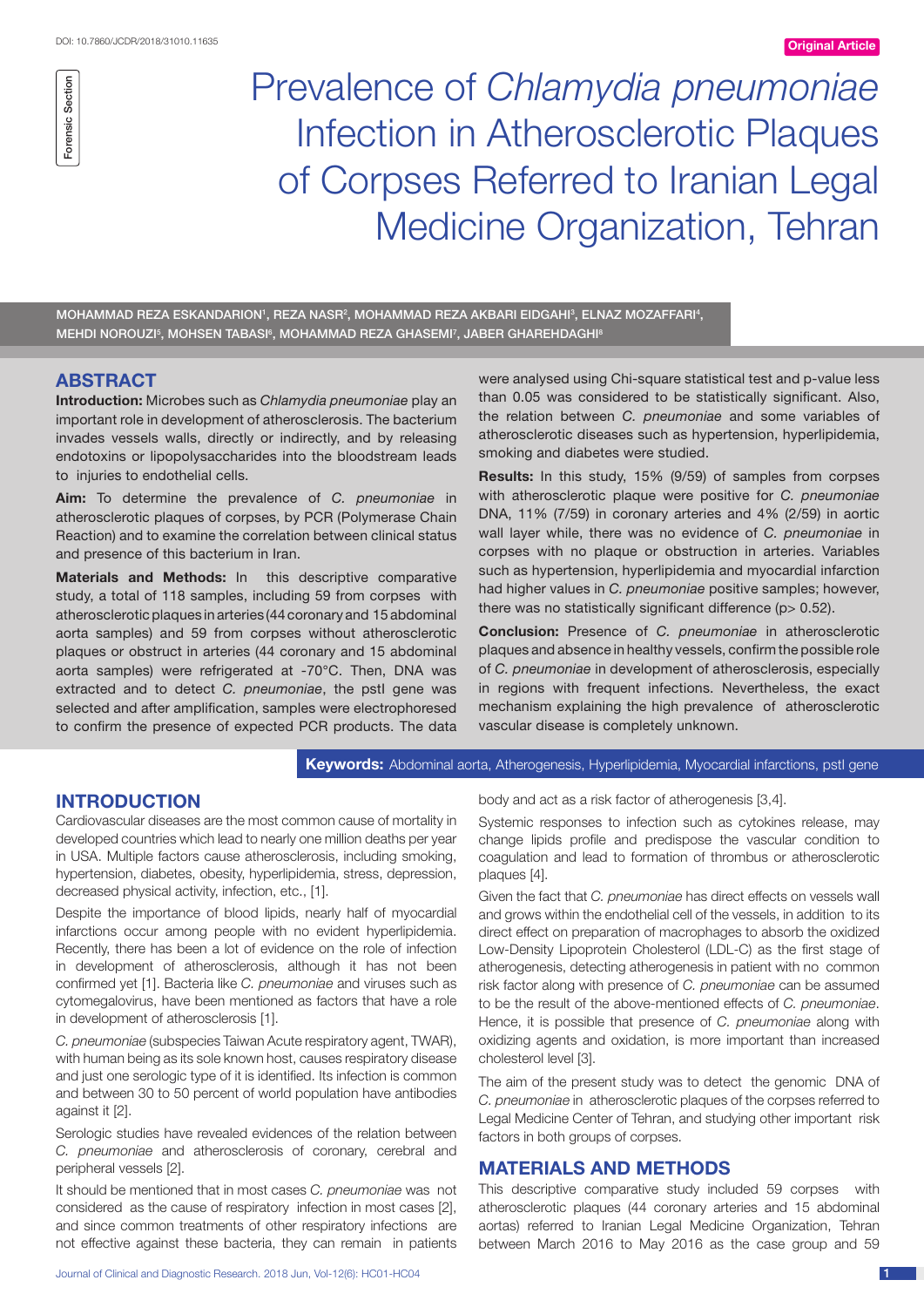Forensic Section

Original Article

# Prevalence of *Chlamydia pneumoniae* Infection in Atherosclerotic Plaques of Corpses Referred to Iranian Legal Medicine Organization, Tehran

MOHAMMAD REZA ESKANDARION[1], REZA NASR[2], MOHAMMAD REZA AKBARI EIDGAHI[3], ELNAZ MOZAFFARI[4], MEHDI NOROUZI[5], MOHSEN TABASI[6], MOHAMMAD REZA GHASEMI[7], JABER GHAREHDAGHI[8]

## ABSTRACT

**Introduction:** Microbes such as *Chlamydia pneumoniae* play an important role in development of atherosclerosis. The bacterium invades vessels walls, directly or indirectly, and by releasing endotoxins or lipopolysaccharides into the bloodstream leads to injuries to endothelial cells.

**Aim:** To determine the prevalence of *C. pneumoniae* in atherosclerotic plaques of corpses, by PCR (Polymerase Chain Reaction) and to examine the correlation between clinical status and presence of this bacterium in Iran.

**Materials and Methods:** In this descriptive comparative study, a total of 118 samples, including 59 from corpses with atherosclerotic plaques in arteries (44 coronary and 15 abdominal aorta samples) and 59 from corpses without atherosclerotic plaques or obstruct in arteries (44 coronary and 15 abdominal aorta samples) were refrigerated at -70°C. Then, DNA was extracted and to detect *C. pneumoniae*, the pstI gene was selected and after amplification, samples were electrophoresed to confirm the presence of expected PCR products. The data were analysed using Chi-square statistical test and p-value less than 0.05 was considered to be statistically significant. Also, the relation between *C. pneumoniae* and some variables of atherosclerotic diseases such as hypertension, hyperlipidemia, smoking and diabetes were studied.

**Results:** In this study, 15% (9/59) of samples from corpses with atherosclerotic plaque were positive for *C. pneumoniae* DNA, 11% (7/59) in coronary arteries and 4% (2/59) in aortic wall layer while, there was no evidence of *C. pneumoniae* in corpses with no plaque or obstruction in arteries. Variables such as hypertension, hyperlipidemia and myocardial infarction had higher values in *C. pneumoniae* positive samples; however, there was no statistically significant difference (p> 0.52).

**Conclusion:** Presence of *C. pneumoniae* in atherosclerotic plaques and absence in healthy vessels, confirm the possible role of *C. pneumoniae* in development of atherosclerosis, especially in regions with frequent infections. Nevertheless, the exact mechanism explaining the high prevalence of atherosclerotic vascular disease is completely unknown.

**Keywords:** Abdominal aorta, Atherogenesis, Hyperlipidemia, Myocardial infarctions, pstI gene

## INTRODUCTION

Cardiovascular diseases are the most common cause of mortality in developed countries which lead to nearly one million deaths per year in USA. Multiple factors cause atherosclerosis, including smoking, hypertension, diabetes, obesity, hyperlipidemia, stress, depression, decreased physical activity, infection, etc., [1].

Despite the importance of blood lipids, nearly half of myocardial infarctions occur among people with no evident hyperlipidemia. Recently, there has been a lot of evidence on the role of infection in development of atherosclerosis, although it has not been confirmed yet [1]. Bacteria like *C. pneumoniae* and viruses such as cytomegalovirus, have been mentioned as factors that have a role in development of atherosclerosis [1].

*C. pneumoniae* (subspecies Taiwan Acute respiratory agent, TWAR), with human being as its sole known host, causes respiratory disease and just one serologic type of it is identified. Its infection is common and between 30 to 50 percent of world population have antibodies against it [2].

Serologic studies have revealed evidences of the relation between *C. pneumoniae* and atherosclerosis of coronary, cerebral and peripheral vessels [2].

It should be mentioned that in most cases *C. pneumoniae* was not considered as the cause of respiratory infection in most cases [2], and since common treatments of other respiratory infections are not effective against these bacteria, they can remain in patients body and act as a risk factor of atherogenesis [3,4].

Systemic responses to infection such as cytokines release, may change lipids profile and predispose the vascular condition to coagulation and lead to formation of thrombus or atherosclerotic plaques [4].

Given the fact that *C. pneumoniae* has direct effects on vessels wall and grows within the endothelial cell of the vessels, in addition to its direct effect on preparation of macrophages to absorb the oxidized Low-Density Lipoprotein Cholesterol (LDL-C) as the first stage of atherogenesis, detecting atherogenesis in patient with no common risk factor along with presence of *C. pneumoniae* can be assumed to be the result of the above-mentioned effects of *C. pneumoniae*. Hence, it is possible that presence of *C. pneumoniae* along with oxidizing agents and oxidation, is more important than increased cholesterol level [3].

The aim of the present study was to detect the genomic DNA of *C. pneumoniae* in atherosclerotic plaques of the corpses referred to Legal Medicine Center of Tehran, and studying other important risk factors in both groups of corpses.

## MATERIALS AND METHODS

This descriptive comparative study included 59 corpses with atherosclerotic plaques (44 coronary arteries and 15 abdominal aortas) referred to Iranian Legal Medicine Organization, Tehran between March 2016 to May 2016 as the case group and 59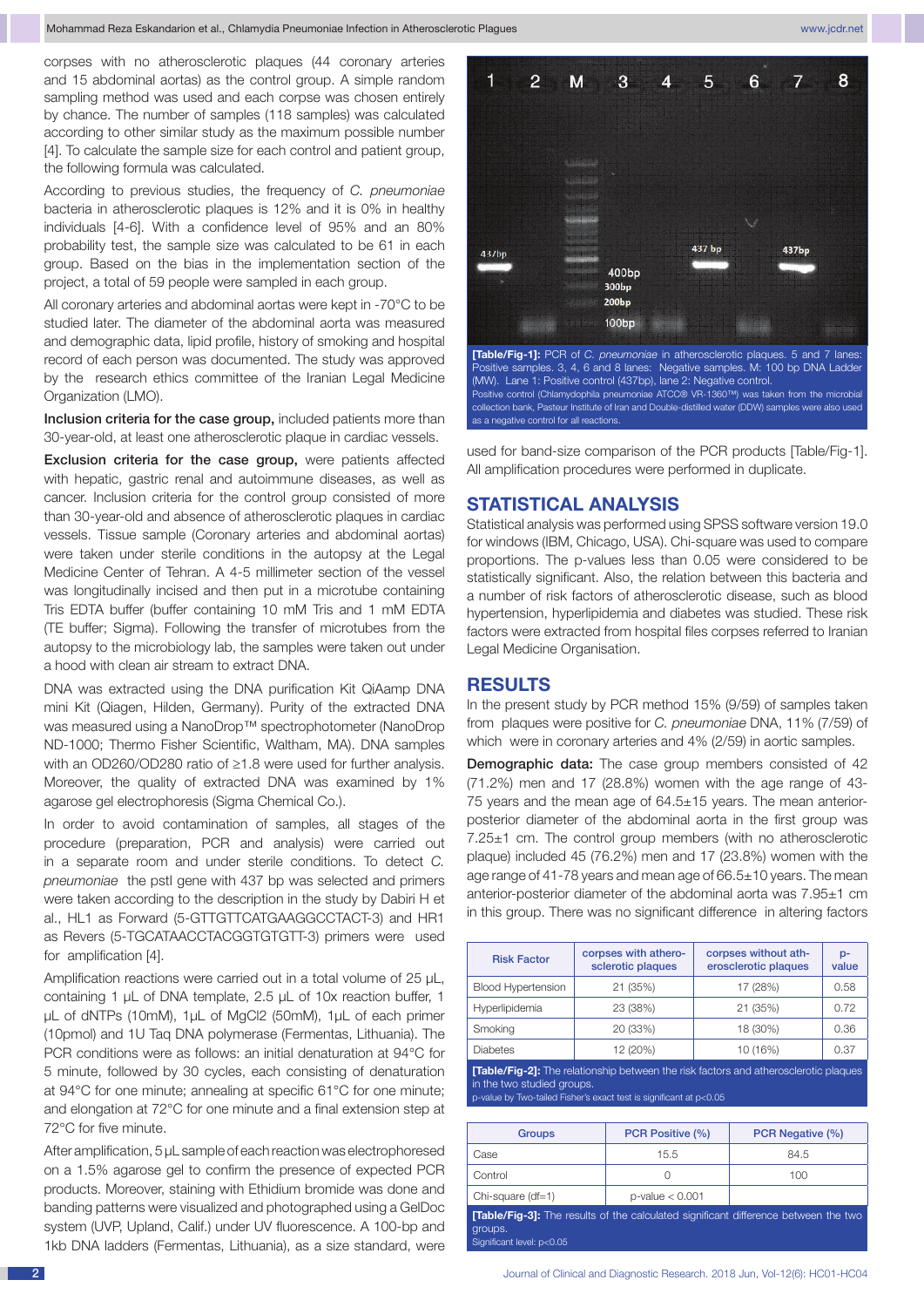corpses with no atherosclerotic plaques (44 coronary arteries and 15 abdominal aortas) as the control group. A simple random sampling method was used and each corpse was chosen entirely by chance. The number of samples (118 samples) was calculated according to other similar study as the maximum possible number [4]. To calculate the sample size for each control and patient group, the following formula was calculated.

According to previous studies, the frequency of *C. pneumoniae* bacteria in atherosclerotic plaques is 12% and it is 0% in healthy individuals [4-6]. With a confidence level of 95% and an 80% probability test, the sample size was calculated to be 61 in each group. Based on the bias in the implementation section of the project, a total of 59 people were sampled in each group.

All coronary arteries and abdominal aortas were kept in -70°C to be studied later. The diameter of the abdominal aorta was measured and demographic data, lipid profile, history of smoking and hospital record of each person was documented. The study was approved by the research ethics committee of the Iranian Legal Medicine Organization (LMO).

**Inclusion criteria for the case group,** included patients more than 30-year-old, at least one atherosclerotic plaque in cardiac vessels.

**Exclusion criteria for the case group,** were patients affected with hepatic, gastric renal and autoimmune diseases, as well as cancer. Inclusion criteria for the control group consisted of more than 30-year-old and absence of atherosclerotic plaques in cardiac vessels. Tissue sample (Coronary arteries and abdominal aortas) were taken under sterile conditions in the autopsy at the Legal Medicine Center of Tehran. A 4-5 millimeter section of the vessel was longitudinally incised and then put in a microtube containing Tris EDTA buffer (buffer containing 10 mM Tris and 1 mM EDTA (TE buffer; Sigma). Following the transfer of microtubes from the autopsy to the microbiology lab, the samples were taken out under a hood with clean air stream to extract DNA.

DNA was extracted using the DNA purification Kit QiAamp DNA mini Kit (Qiagen, Hilden, Germany). Purity of the extracted DNA was measured using a NanoDrop™ spectrophotometer (NanoDrop ND-1000; Thermo Fisher Scientific, Waltham, MA). DNA samples with an OD260/OD280 ratio of ≥1.8 were used for further analysis. Moreover, the quality of extracted DNA was examined by 1% agarose gel electrophoresis (Sigma Chemical Co.).

In order to avoid contamination of samples, all stages of the procedure (preparation, PCR and analysis) were carried out in a separate room and under sterile conditions. To detect *C. pneumoniae* the pstI gene with 437 bp was selected and primers were taken according to the description in the study by Dabiri H et al., HL1 as Forward (5-GTTGTTCATGAAGGCCTACT-3) and HR1 as Revers (5-TGCATAACCTACGGTGTGTT-3) primers were used for amplification [4].

Amplification reactions were carried out in a total volume of 25 µL, containing 1 µL of DNA template, 2.5 µL of 10x reaction buffer, 1 µL of dNTPs (10mM), 1µL of MgCl2 (50mM), 1µL of each primer (10pmol) and 1U Taq DNA polymerase (Fermentas, Lithuania). The PCR conditions were as follows: an initial denaturation at 94°C for 5 minute, followed by 30 cycles, each consisting of denaturation at 94°C for one minute; annealing at specific 61°C for one minute; and elongation at 72°C for one minute and a final extension step at 72°C for five minute.

After amplification, 5 µL sample of each reaction was electrophoresed on a 1.5% agarose gel to confirm the presence of expected PCR products. Moreover, staining with Ethidium bromide was done and banding patterns were visualized and photographed using a GelDoc system (UVP, Upland, Calif.) under UV fluorescence. A 100-bp and 1kb DNA ladders (Fermentas, Lithuania), as a size standard, were used for band-size comparison of the PCR products [Table/Fig-1]. All amplification procedures were performed in duplicate.

**[Table/Fig-1]:** PCR of *C. pneumoniae* in atherosclerotic plaques. 5 and 7 lanes: Positive samples. 3, 4, 6 and 8 lanes: Negative samples. M: 100 bp DNA Ladder (MW). Lane 1: Positive control (437bp), lane 2: Negative control.
Positive control (Chlamydophila pneumoniae ATCC® VR-1360™) was taken from the microbial collection bank, Pasteur Institute of Iran and Double-distilled water (DDW) samples were also used as a negative control for all reactions.

## STATISTICAL ANALYSIS

Statistical analysis was performed using SPSS software version 19.0 for windows (IBM, Chicago, USA). Chi-square was used to compare proportions. The p-values less than 0.05 were considered to be statistically significant. Also, the relation between this bacteria and a number of risk factors of atherosclerotic disease, such as blood hypertension, hyperlipidemia and diabetes was studied. These risk factors were extracted from hospital files corpses referred to Iranian Legal Medicine Organisation.

## RESULTS

In the present study by PCR method 15% (9/59) of samples taken from plaques were positive for *C. pneumoniae* DNA, 11% (7/59) of which were in coronary arteries and 4% (2/59) in aortic samples.

**Demographic data:** The case group members consisted of 42 (71.2%) men and 17 (28.8%) women with the age range of 43-75 years and the mean age of 64.5±15 years. The mean anterior-posterior diameter of the abdominal aorta in the first group was 7.25±1 cm. The control group members (with no atherosclerotic plaque) included 45 (76.2%) men and 17 (23.8%) women with the age range of 41-78 years and mean age of 66.5±10 years. The mean anterior-posterior diameter of the abdominal aorta was 7.95±1 cm in this group. There was no significant difference in altering factors

| Risk Factor | corpses with atherosclerotic plaques | corpses without atherosclerotic plaques | p-value |
|---|---|---|---|
| Blood Hypertension | 21 (35%) | 17 (28%) | 0.58 |
| Hyperlipidemia | 23 (38%) | 21 (35%) | 0.72 |
| Smoking | 20 (33%) | 18 (30%) | 0.36 |
| Diabetes | 12 (20%) | 10 (16%) | 0.37 |

**[Table/Fig-2]:** The relationship between the risk factors and atherosclerotic plaques in the two studied groups.
p-value by Two-tailed Fisher's exact test is significant at p<0.05

| Groups | PCR Positive (%) | PCR Negative (%) |
|---|---|---|
| Case | 15.5 | 84.5 |
| Control | 0 | 100 |
| Chi-square (df=1) | p-value < 0.001 | |

**[Table/Fig-3]:** The results of the calculated significant difference between the two groups.
Significant level: p<0.05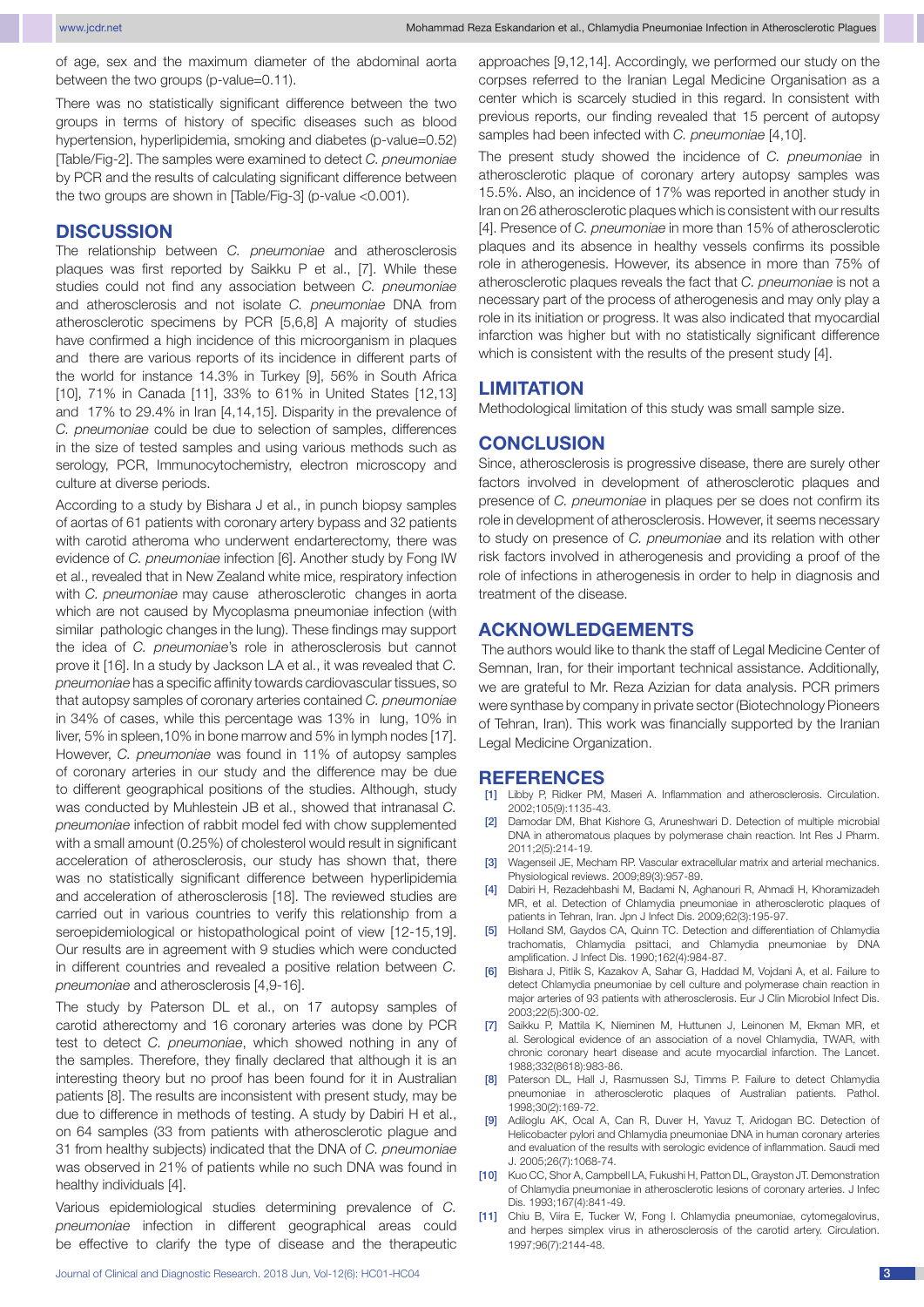of age, sex and the maximum diameter of the abdominal aorta between the two groups (p-value=0.11).

There was no statistically significant difference between the two groups in terms of history of specific diseases such as blood hypertension, hyperlipidemia, smoking and diabetes (p-value=0.52) [Table/Fig-2]. The samples were examined to detect *C. pneumoniae* by PCR and the results of calculating significant difference between the two groups are shown in [Table/Fig-3] (p-value <0.001).

## DISCUSSION

The relationship between *C. pneumoniae* and atherosclerosis plaques was first reported by Saikku P et al., [7]. While these studies could not find any association between *C. pneumoniae* and atherosclerosis and not isolate *C. pneumoniae* DNA from atherosclerotic specimens by PCR [5,6,8] A majority of studies have confirmed a high incidence of this microorganism in plaques and there are various reports of its incidence in different parts of the world for instance 14.3% in Turkey [9], 56% in South Africa [10], 71% in Canada [11], 33% to 61% in United States [12,13] and 17% to 29.4% in Iran [4,14,15]. Disparity in the prevalence of *C. pneumoniae* could be due to selection of samples, differences in the size of tested samples and using various methods such as serology, PCR, Immunocytochemistry, electron microscopy and culture at diverse periods.

According to a study by Bishara J et al., in punch biopsy samples of aortas of 61 patients with coronary artery bypass and 32 patients with carotid atheroma who underwent endarterectomy, there was evidence of *C. pneumoniae* infection [6]. Another study by Fong IW et al., revealed that in New Zealand white mice, respiratory infection with *C. pneumoniae* may cause atherosclerotic changes in aorta which are not caused by Mycoplasma pneumoniae infection (with similar pathologic changes in the lung). These findings may support the idea of *C. pneumoniae*'s role in atherosclerosis but cannot prove it [16]. In a study by Jackson LA et al., it was revealed that *C. pneumoniae* has a specific affinity towards cardiovascular tissues, so that autopsy samples of coronary arteries contained *C. pneumoniae* in 34% of cases, while this percentage was 13% in lung, 10% in liver, 5% in spleen,10% in bone marrow and 5% in lymph nodes [17]. However, *C. pneumoniae* was found in 11% of autopsy samples of coronary arteries in our study and the difference may be due to different geographical positions of the studies. Although, study was conducted by Muhlestein JB et al., showed that intranasal *C. pneumoniae* infection of rabbit model fed with chow supplemented with a small amount (0.25%) of cholesterol would result in significant acceleration of atherosclerosis, our study has shown that, there was no statistically significant difference between hyperlipidemia and acceleration of atherosclerosis [18]. The reviewed studies are carried out in various countries to verify this relationship from a seroepidemiological or histopathological point of view [12-15,19]. Our results are in agreement with 9 studies which were conducted in different countries and revealed a positive relation between *C. pneumoniae* and atherosclerosis [4,9-16].

The study by Paterson DL et al., on 17 autopsy samples of carotid atherectomy and 16 coronary arteries was done by PCR test to detect *C. pneumoniae*, which showed nothing in any of the samples. Therefore, they finally declared that although it is an interesting theory but no proof has been found for it in Australian patients [8]. The results are inconsistent with present study, may be due to difference in methods of testing. A study by Dabiri H et al., on 64 samples (33 from patients with atherosclerotic plague and 31 from healthy subjects) indicated that the DNA of *C. pneumoniae* was observed in 21% of patients while no such DNA was found in healthy individuals [4].

Various epidemiological studies determining prevalence of *C. pneumoniae* infection in different geographical areas could be effective to clarify the type of disease and the therapeutic approaches [9,12,14]. Accordingly, we performed our study on the corpses referred to the Iranian Legal Medicine Organisation as a center which is scarcely studied in this regard. In consistent with previous reports, our finding revealed that 15 percent of autopsy samples had been infected with *C. pneumoniae* [4,10].

The present study showed the incidence of *C. pneumoniae* in atherosclerotic plaque of coronary artery autopsy samples was 15.5%. Also, an incidence of 17% was reported in another study in Iran on 26 atherosclerotic plaques which is consistent with our results [4]. Presence of *C. pneumoniae* in more than 15% of atherosclerotic plaques and its absence in healthy vessels confirms its possible role in atherogenesis. However, its absence in more than 75% of atherosclerotic plaques reveals the fact that *C. pneumoniae* is not a necessary part of the process of atherogenesis and may only play a role in its initiation or progress. It was also indicated that myocardial infarction was higher but with no statistically significant difference which is consistent with the results of the present study [4].

## LIMITATION

Methodological limitation of this study was small sample size.

## CONCLUSION

Since, atherosclerosis is progressive disease, there are surely other factors involved in development of atherosclerotic plaques and presence of *C. pneumoniae* in plaques per se does not confirm its role in development of atherosclerosis. However, it seems necessary to study on presence of *C. pneumoniae* and its relation with other risk factors involved in atherogenesis and providing a proof of the role of infections in atherogenesis in order to help in diagnosis and treatment of the disease.

## ACKNOWLEDGEMENTS

The authors would like to thank the staff of Legal Medicine Center of Semnan, Iran, for their important technical assistance. Additionally, we are grateful to Mr. Reza Azizian for data analysis. PCR primers were synthase by company in private sector (Biotechnology Pioneers of Tehran, Iran). This work was financially supported by the Iranian Legal Medicine Organization.

## REFERENCES

[1] Libby P, Ridker PM, Maseri A. Inflammation and atherosclerosis. Circulation. 2002;105(9):1135-43.

[2] Damodar DM, Bhat Kishore G, Aruneshwari D. Detection of multiple microbial DNA in atheromatous plaques by polymerase chain reaction. Int Res J Pharm. 2011;2(5):214-19.

[3] Wagenseil JE, Mecham RP. Vascular extracellular matrix and arterial mechanics. Physiological reviews. 2009;89(3):957-89.

[4] Dabiri H, Rezadehbashi M, Badami N, Aghanouri R, Ahmadi H, Khoramizadeh MR, et al. Detection of Chlamydia pneumoniae in atherosclerotic plaques of patients in Tehran, Iran. Jpn J Infect Dis. 2009;62(3):195-97.

[5] Holland SM, Gaydos CA, Quinn TC. Detection and differentiation of Chlamydia trachomatis, Chlamydia psittaci, and Chlamydia pneumoniae by DNA amplification. J Infect Dis. 1990;162(4):984-87.

[6] Bishara J, Pitlik S, Kazakov A, Sahar G, Haddad M, Vojdani A, et al. Failure to detect Chlamydia pneumoniae by cell culture and polymerase chain reaction in major arteries of 93 patients with atherosclerosis. Eur J Clin Microbiol Infect Dis. 2003;22(5):300-02.

[7] Saikku P, Mattila K, Nieminen M, Huttunen J, Leinonen M, Ekman MR, et al. Serological evidence of an association of a novel Chlamydia, TWAR, with chronic coronary heart disease and acute myocardial infarction. The Lancet. 1988;332(8618):983-86.

[8] Paterson DL, Hall J, Rasmussen SJ, Timms P. Failure to detect Chlamydia pneumoniae in atherosclerotic plaques of Australian patients. Pathol. 1998;30(2):169-72.

[9] Adiloglu AK, Ocal A, Can R, Duver H, Yavuz T, Aridogan BC. Detection of Helicobacter pylori and Chlamydia pneumoniae DNA in human coronary arteries and evaluation of the results with serologic evidence of inflammation. Saudi med J. 2005;26(7):1068-74.

[10] Kuo CC, Shor A, Campbell LA, Fukushi H, Patton DL, Grayston JT. Demonstration of Chlamydia pneumoniae in atherosclerotic lesions of coronary arteries. J Infec Dis. 1993;167(4):841-49.

[11] Chiu B, Viira E, Tucker W, Fong I. Chlamydia pneumoniae, cytomegalovirus, and herpes simplex virus in atherosclerosis of the carotid artery. Circulation. 1997;96(7):2144-48.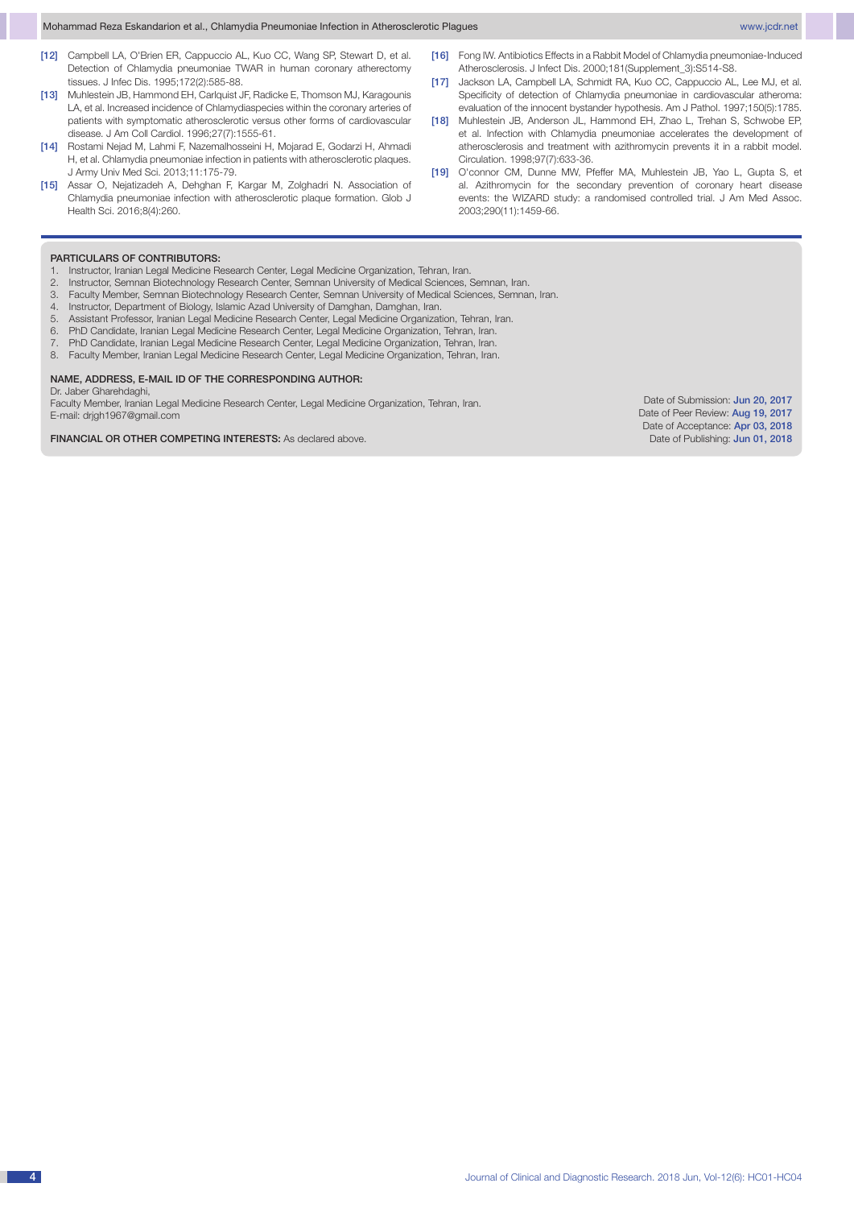[12] Campbell LA, O'Brien ER, Cappuccio AL, Kuo CC, Wang SP, Stewart D, et al. Detection of Chlamydia pneumoniae TWAR in human coronary atherectomy tissues. J Infec Dis. 1995;172(2):585-88.

[13] Muhlestein JB, Hammond EH, Carlquist JF, Radicke E, Thomson MJ, Karagounis LA, et al. Increased incidence of Chlamydiaspecies within the coronary arteries of patients with symptomatic atherosclerotic versus other forms of cardiovascular disease. J Am Coll Cardiol. 1996;27(7):1555-61.

[14] Rostami Nejad M, Lahmi F, Nazemalhosseini H, Mojarad E, Godarzi H, Ahmadi H, et al. Chlamydia pneumoniae infection in patients with atherosclerotic plaques. J Army Univ Med Sci. 2013;11:175-79.

[15] Assar O, Nejatizadeh A, Dehghan F, Kargar M, Zolghadri N. Association of Chlamydia pneumoniae infection with atherosclerotic plaque formation. Glob J Health Sci. 2016;8(4):260.

[16] Fong IW. Antibiotics Effects in a Rabbit Model of Chlamydia pneumoniae-Induced Atherosclerosis. J Infect Dis. 2000;181(Supplement_3):S514-S8.

[17] Jackson LA, Campbell LA, Schmidt RA, Kuo CC, Cappuccio AL, Lee MJ, et al. Specificity of detection of Chlamydia pneumoniae in cardiovascular atheroma: evaluation of the innocent bystander hypothesis. Am J Pathol. 1997;150(5):1785.

[18] Muhlestein JB, Anderson JL, Hammond EH, Zhao L, Trehan S, Schwobe EP, et al. Infection with Chlamydia pneumoniae accelerates the development of atherosclerosis and treatment with azithromycin prevents it in a rabbit model. Circulation. 1998;97(7):633-36.

[19] O'connor CM, Dunne MW, Pfeffer MA, Muhlestein JB, Yao L, Gupta S, et al. Azithromycin for the secondary prevention of coronary heart disease events: the WIZARD study: a randomised controlled trial. J Am Med Assoc. 2003;290(11):1459-66.

**PARTICULARS OF CONTRIBUTORS:**

1. Instructor, Iranian Legal Medicine Research Center, Legal Medicine Organization, Tehran, Iran.
2. Instructor, Semnan Biotechnology Research Center, Semnan University of Medical Sciences, Semnan, Iran.
3. Faculty Member, Semnan Biotechnology Research Center, Semnan University of Medical Sciences, Semnan, Iran.
4. Instructor, Department of Biology, Islamic Azad University of Damghan, Damghan, Iran.
5. Assistant Professor, Iranian Legal Medicine Research Center, Legal Medicine Organization, Tehran, Iran.
6. PhD Candidate, Iranian Legal Medicine Research Center, Legal Medicine Organization, Tehran, Iran.
7. PhD Candidate, Iranian Legal Medicine Research Center, Legal Medicine Organization, Tehran, Iran.
8. Faculty Member, Iranian Legal Medicine Research Center, Legal Medicine Organization, Tehran, Iran.

**NAME, ADDRESS, E-MAIL ID OF THE CORRESPONDING AUTHOR:**

Dr. Jaber Gharehdaghi,
Faculty Member, Iranian Legal Medicine Research Center, Legal Medicine Organization, Tehran, Iran.
E-mail: drjgh1967@gmail.com

**FINANCIAL OR OTHER COMPETING INTERESTS:** As declared above.

Date of Submission: Jun 20, 2017
Date of Peer Review: Aug 19, 2017
Date of Acceptance: Apr 03, 2018
Date of Publishing: Jun 01, 2018